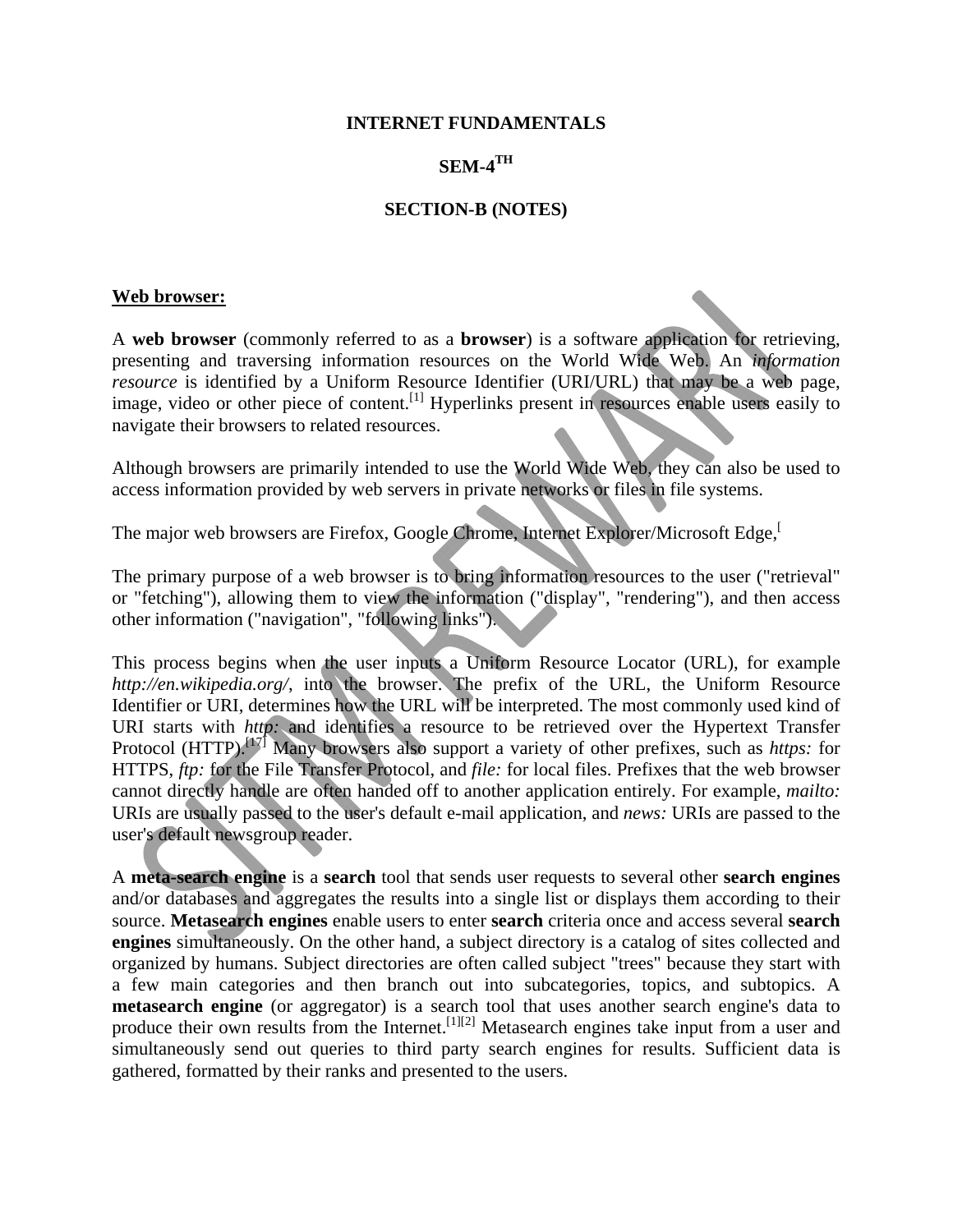**INTERNET FUNDAMENTALS**

**SEM-4TH**

**SECTION-B (NOTES)**

## Web browser:

A **web browser** (commonly referred to as a **browser**) is a software application for retrieving, presenting and traversing information resources on the World Wide Web. An *information resource* is identified by a Uniform Resource Identifier (URI/URL) that may be a web page, image, video or other piece of content.[1] Hyperlinks present in resources enable users easily to navigate their browsers to related resources.

Although browsers are primarily intended to use the World Wide Web, they can also be used to access information provided by web servers in private networks or files in file systems.

The major web browsers are Firefox, Google Chrome, Internet Explorer/Microsoft Edge,[

The primary purpose of a web browser is to bring information resources to the user ("retrieval" or "fetching"), allowing them to view the information ("display", "rendering"), and then access other information ("navigation", "following links").

This process begins when the user inputs a Uniform Resource Locator (URL), for example *http://en.wikipedia.org/*, into the browser. The prefix of the URL, the Uniform Resource Identifier or URI, determines how the URL will be interpreted. The most commonly used kind of URI starts with *http:* and identifies a resource to be retrieved over the Hypertext Transfer Protocol (HTTP).[17] Many browsers also support a variety of other prefixes, such as *https:* for HTTPS, *ftp:* for the File Transfer Protocol, and *file:* for local files. Prefixes that the web browser cannot directly handle are often handed off to another application entirely. For example, *mailto:* URIs are usually passed to the user's default e-mail application, and *news:* URIs are passed to the user's default newsgroup reader.

A **meta-search engine** is a **search** tool that sends user requests to several other **search engines** and/or databases and aggregates the results into a single list or displays them according to their source. **Metasearch engines** enable users to enter **search** criteria once and access several **search engines** simultaneously. On the other hand, a subject directory is a catalog of sites collected and organized by humans. Subject directories are often called subject "trees" because they start with a few main categories and then branch out into subcategories, topics, and subtopics. A **metasearch engine** (or aggregator) is a search tool that uses another search engine's data to produce their own results from the Internet.[1][2] Metasearch engines take input from a user and simultaneously send out queries to third party search engines for results. Sufficient data is gathered, formatted by their ranks and presented to the users.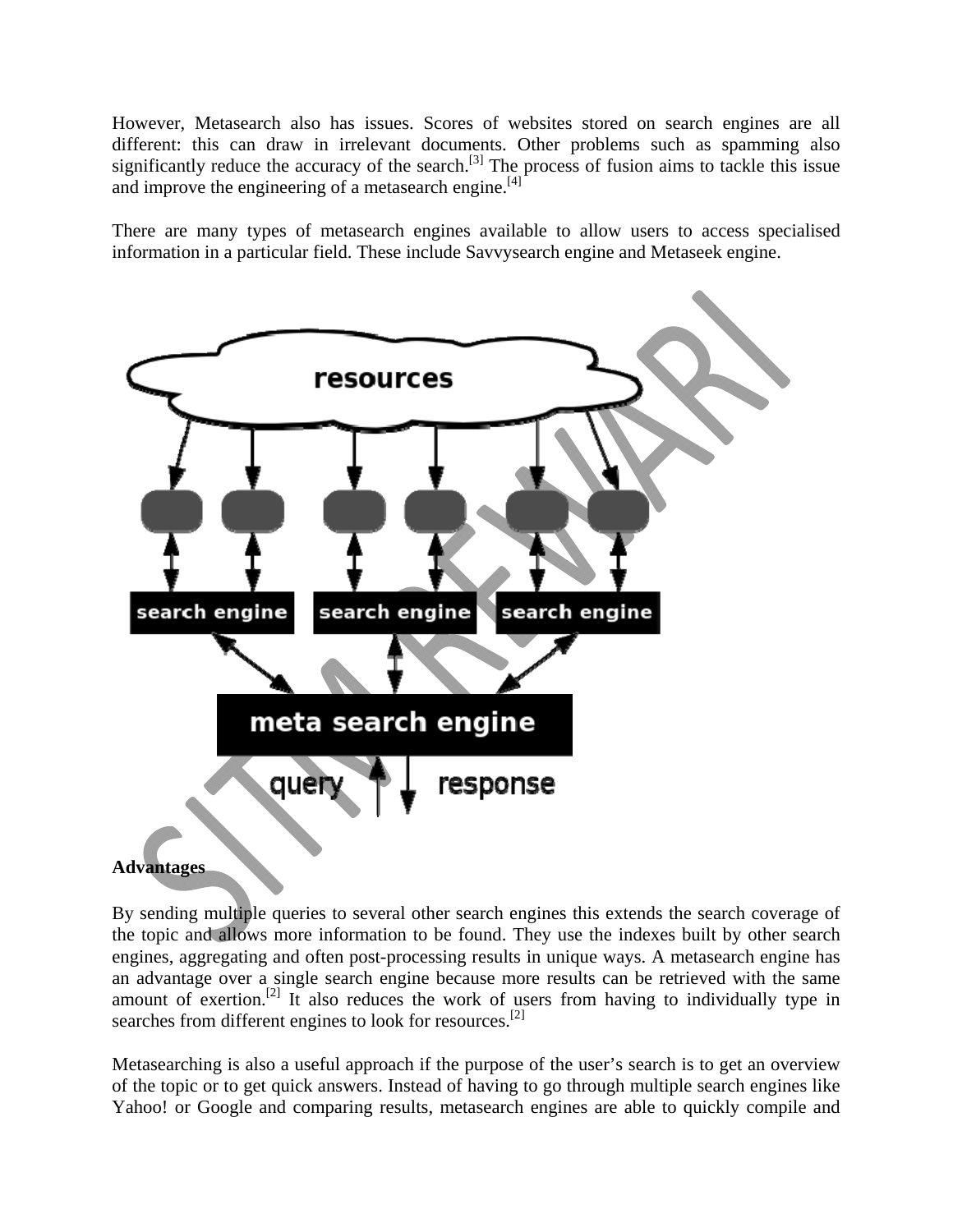However, Metasearch also has issues. Scores of websites stored on search engines are all different: this can draw in irrelevant documents. Other problems such as spamming also significantly reduce the accuracy of the search.[3] The process of fusion aims to tackle this issue and improve the engineering of a metasearch engine.[4]

There are many types of metasearch engines available to allow users to access specialised information in a particular field. These include Savvysearch engine and Metaseek engine.

**Advantages**

By sending multiple queries to several other search engines this extends the search coverage of the topic and allows more information to be found. They use the indexes built by other search engines, aggregating and often post-processing results in unique ways. A metasearch engine has an advantage over a single search engine because more results can be retrieved with the same amount of exertion.[2] It also reduces the work of users from having to individually type in searches from different engines to look for resources.[2]

Metasearching is also a useful approach if the purpose of the user's search is to get an overview of the topic or to get quick answers. Instead of having to go through multiple search engines like Yahoo! or Google and comparing results, metasearch engines are able to quickly compile and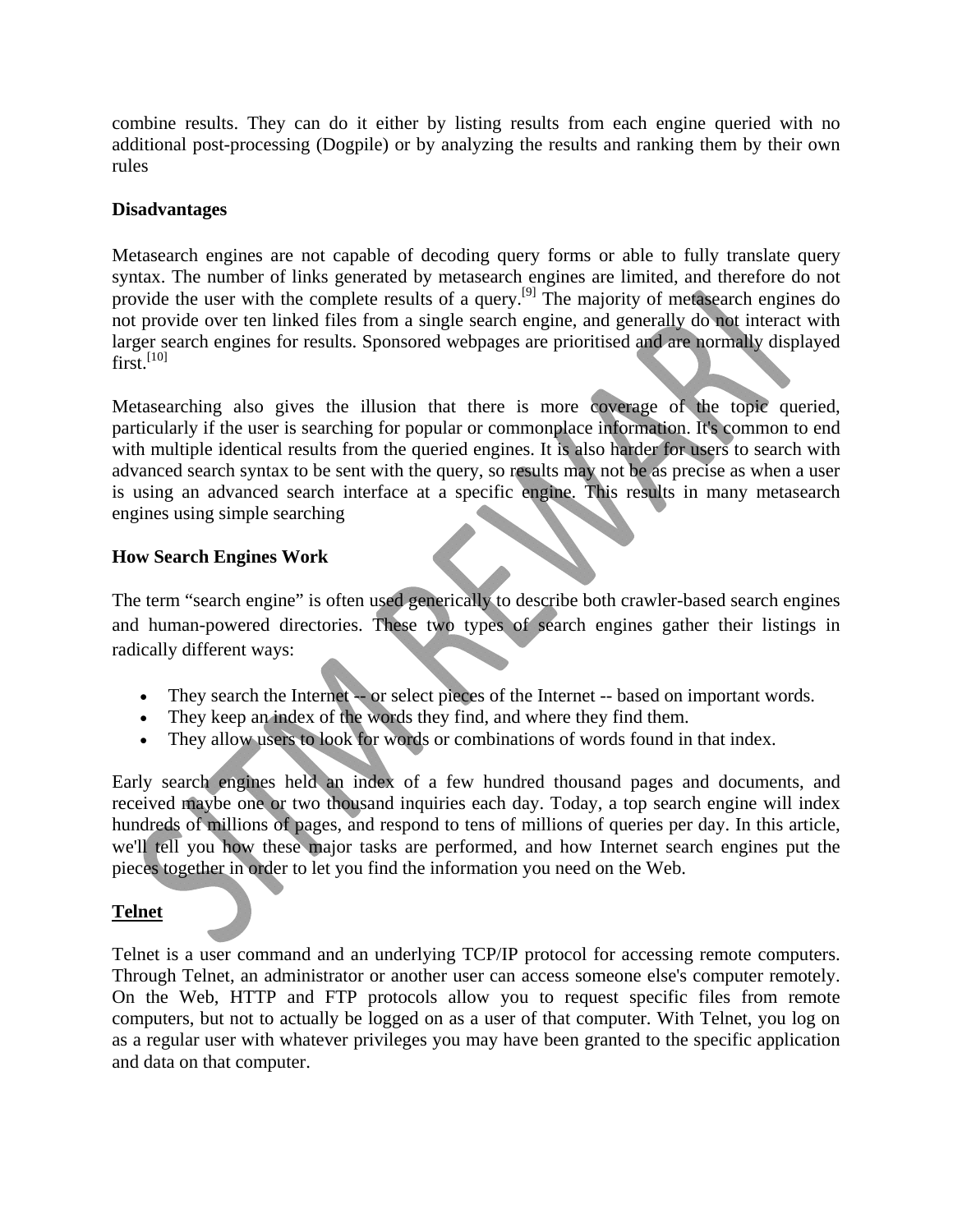combine results. They can do it either by listing results from each engine queried with no additional post-processing (Dogpile) or by analyzing the results and ranking them by their own rules

**Disadvantages**

Metasearch engines are not capable of decoding query forms or able to fully translate query syntax. The number of links generated by metasearch engines are limited, and therefore do not provide the user with the complete results of a query.[9] The majority of metasearch engines do not provide over ten linked files from a single search engine, and generally do not interact with larger search engines for results. Sponsored webpages are prioritised and are normally displayed first.[10]

Metasearching also gives the illusion that there is more coverage of the topic queried, particularly if the user is searching for popular or commonplace information. It's common to end with multiple identical results from the queried engines. It is also harder for users to search with advanced search syntax to be sent with the query, so results may not be as precise as when a user is using an advanced search interface at a specific engine. This results in many metasearch engines using simple searching

**How Search Engines Work**

The term "search engine" is often used generically to describe both crawler-based search engines and human-powered directories. These two types of search engines gather their listings in radically different ways:

- They search the Internet -- or select pieces of the Internet -- based on important words.
- They keep an index of the words they find, and where they find them.
- They allow users to look for words or combinations of words found in that index.

Early search engines held an index of a few hundred thousand pages and documents, and received maybe one or two thousand inquiries each day. Today, a top search engine will index hundreds of millions of pages, and respond to tens of millions of queries per day. In this article, we'll tell you how these major tasks are performed, and how Internet search engines put the pieces together in order to let you find the information you need on the Web.

**Telnet**

Telnet is a user command and an underlying TCP/IP protocol for accessing remote computers. Through Telnet, an administrator or another user can access someone else's computer remotely. On the Web, HTTP and FTP protocols allow you to request specific files from remote computers, but not to actually be logged on as a user of that computer. With Telnet, you log on as a regular user with whatever privileges you may have been granted to the specific application and data on that computer.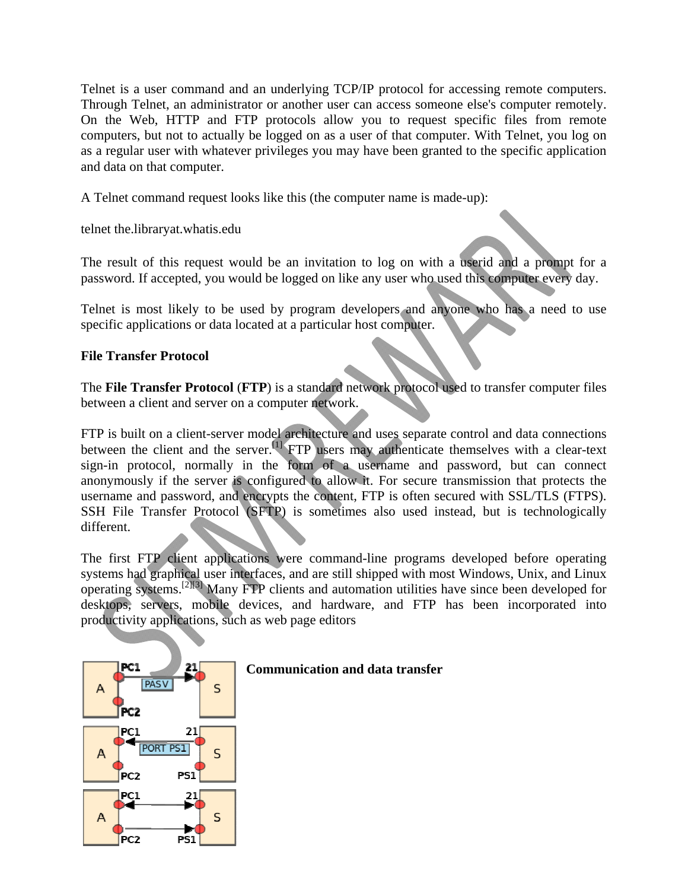Telnet is a user command and an underlying TCP/IP protocol for accessing remote computers. Through Telnet, an administrator or another user can access someone else's computer remotely. On the Web, HTTP and FTP protocols allow you to request specific files from remote computers, but not to actually be logged on as a user of that computer. With Telnet, you log on as a regular user with whatever privileges you may have been granted to the specific application and data on that computer.

A Telnet command request looks like this (the computer name is made-up):

telnet the.libraryat.whatis.edu

The result of this request would be an invitation to log on with a userid and a prompt for a password. If accepted, you would be logged on like any user who used this computer every day.

Telnet is most likely to be used by program developers and anyone who has a need to use specific applications or data located at a particular host computer.

**File Transfer Protocol**

The **File Transfer Protocol** (**FTP**) is a standard network protocol used to transfer computer files between a client and server on a computer network.

FTP is built on a client-server model architecture and uses separate control and data connections between the client and the server.[1] FTP users may authenticate themselves with a clear-text sign-in protocol, normally in the form of a username and password, but can connect anonymously if the server is configured to allow it. For secure transmission that protects the username and password, and encrypts the content, FTP is often secured with SSL/TLS (FTPS). SSH File Transfer Protocol (SFTP) is sometimes also used instead, but is technologically different.

The first FTP client applications were command-line programs developed before operating systems had graphical user interfaces, and are still shipped with most Windows, Unix, and Linux operating systems.[2][3] Many FTP clients and automation utilities have since been developed for desktops, servers, mobile devices, and hardware, and FTP has been incorporated into productivity applications, such as web page editors

**Communication and data transfer**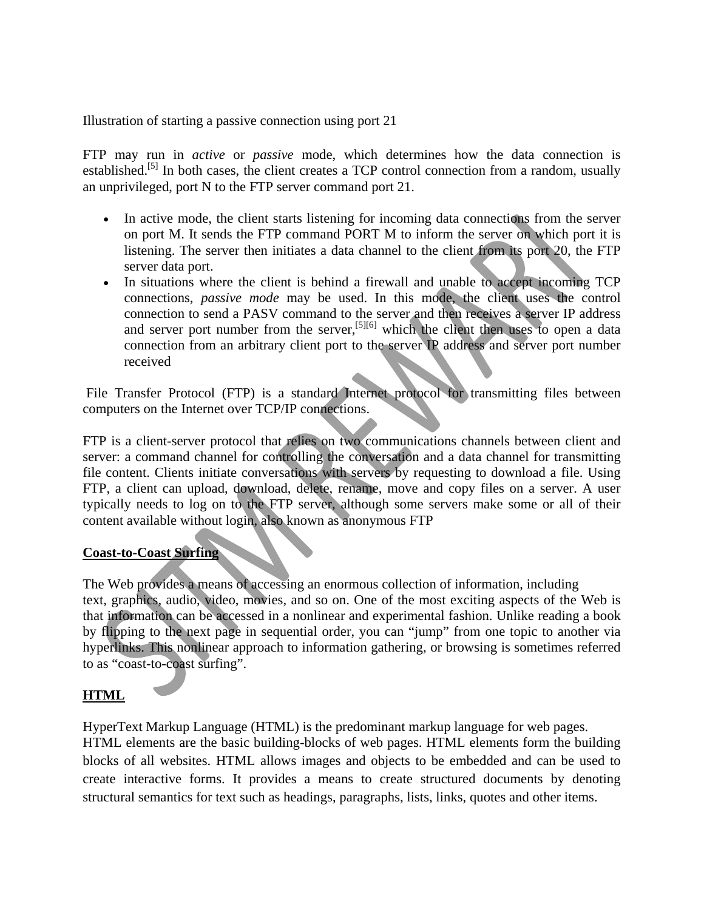Illustration of starting a passive connection using port 21

FTP may run in *active* or *passive* mode, which determines how the data connection is established.[5] In both cases, the client creates a TCP control connection from a random, usually an unprivileged, port N to the FTP server command port 21.

- In active mode, the client starts listening for incoming data connections from the server on port M. It sends the FTP command PORT M to inform the server on which port it is listening. The server then initiates a data channel to the client from its port 20, the FTP server data port.
- In situations where the client is behind a firewall and unable to accept incoming TCP connections, *passive mode* may be used. In this mode, the client uses the control connection to send a PASV command to the server and then receives a server IP address and server port number from the server,[5][6] which the client then uses to open a data connection from an arbitrary client port to the server IP address and server port number received

File Transfer Protocol (FTP) is a standard Internet protocol for transmitting files between computers on the Internet over TCP/IP connections.

FTP is a client-server protocol that relies on two communications channels between client and server: a command channel for controlling the conversation and a data channel for transmitting file content. Clients initiate conversations with servers by requesting to download a file. Using FTP, a client can upload, download, delete, rename, move and copy files on a server. A user typically needs to log on to the FTP server, although some servers make some or all of their content available without login, also known as anonymous FTP

**Coast-to-Coast Surfing**

The Web provides a means of accessing an enormous collection of information, including text, graphics, audio, video, movies, and so on. One of the most exciting aspects of the Web is that information can be accessed in a nonlinear and experimental fashion. Unlike reading a book by flipping to the next page in sequential order, you can "jump" from one topic to another via hyperlinks. This nonlinear approach to information gathering, or browsing is sometimes referred to as "coast-to-coast surfing".

**HTML**

HyperText Markup Language (HTML) is the predominant markup language for web pages. HTML elements are the basic building-blocks of web pages. HTML elements form the building blocks of all websites. HTML allows images and objects to be embedded and can be used to create interactive forms. It provides a means to create structured documents by denoting structural semantics for text such as headings, paragraphs, lists, links, quotes and other items.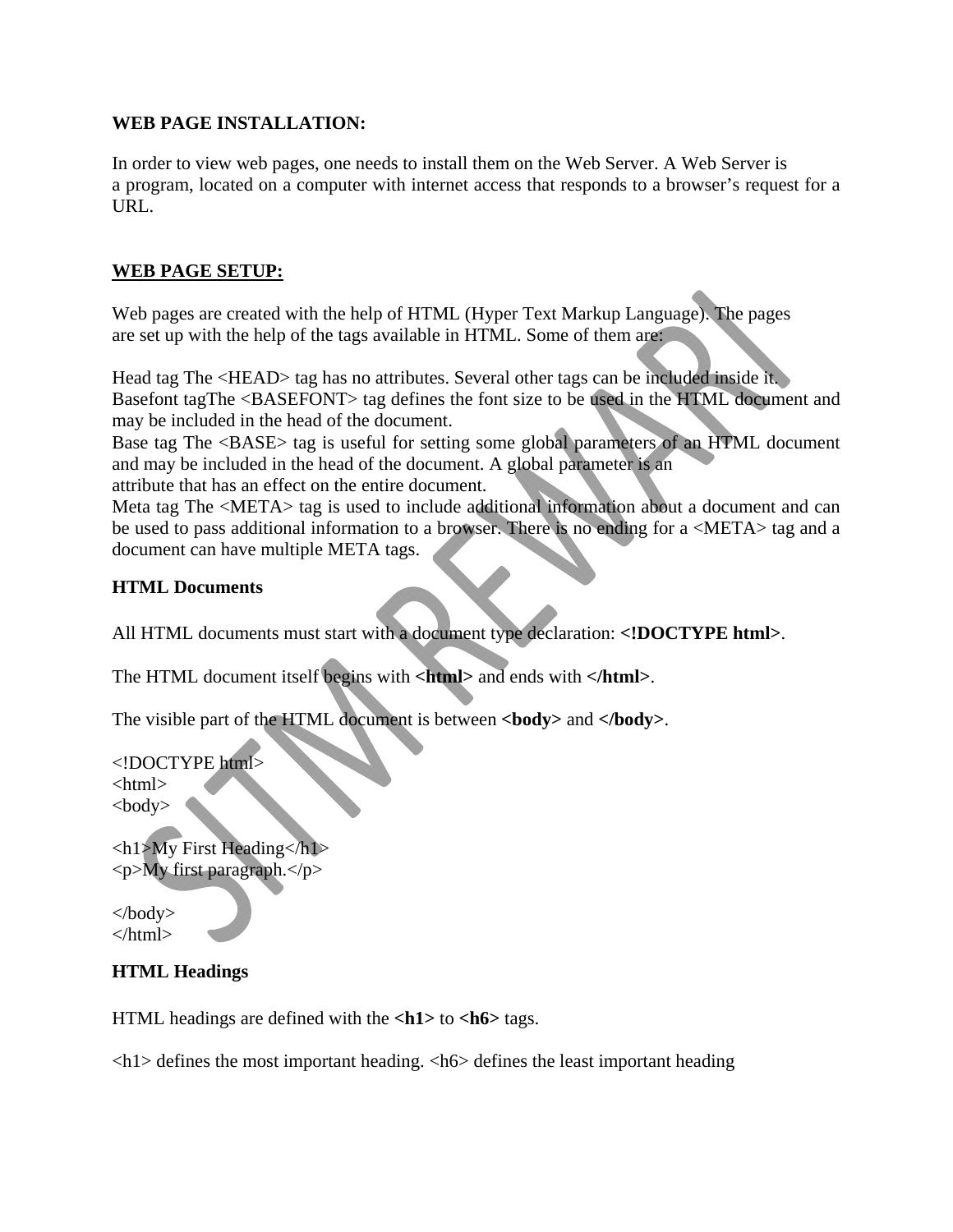**WEB PAGE INSTALLATION:**

In order to view web pages, one needs to install them on the Web Server. A Web Server is a program, located on a computer with internet access that responds to a browser's request for a URL.

## WEB PAGE SETUP:

Web pages are created with the help of HTML (Hyper Text Markup Language). The pages are set up with the help of the tags available in HTML. Some of them are:

Head tag The <HEAD> tag has no attributes. Several other tags can be included inside it.
Basefont tagThe <BASEFONT> tag defines the font size to be used in the HTML document and may be included in the head of the document.
Base tag The <BASE> tag is useful for setting some global parameters of an HTML document and may be included in the head of the document. A global parameter is an attribute that has an effect on the entire document.
Meta tag The <META> tag is used to include additional information about a document and can be used to pass additional information to a browser. There is no ending for a <META> tag and a document can have multiple META tags.

### HTML Documents

All HTML documents must start with a document type declaration: **<!DOCTYPE html>**.

The HTML document itself begins with **<html>** and ends with **</html>**.

The visible part of the HTML document is between **<body>** and **</body>**.

```
<!DOCTYPE html>
<html>
<body>

<h1>My First Heading</h1>
<p>My first paragraph.</p>

</body>
</html>
```

### HTML Headings

HTML headings are defined with the **<h1>** to **<h6>** tags.

<h1> defines the most important heading. <h6> defines the least important heading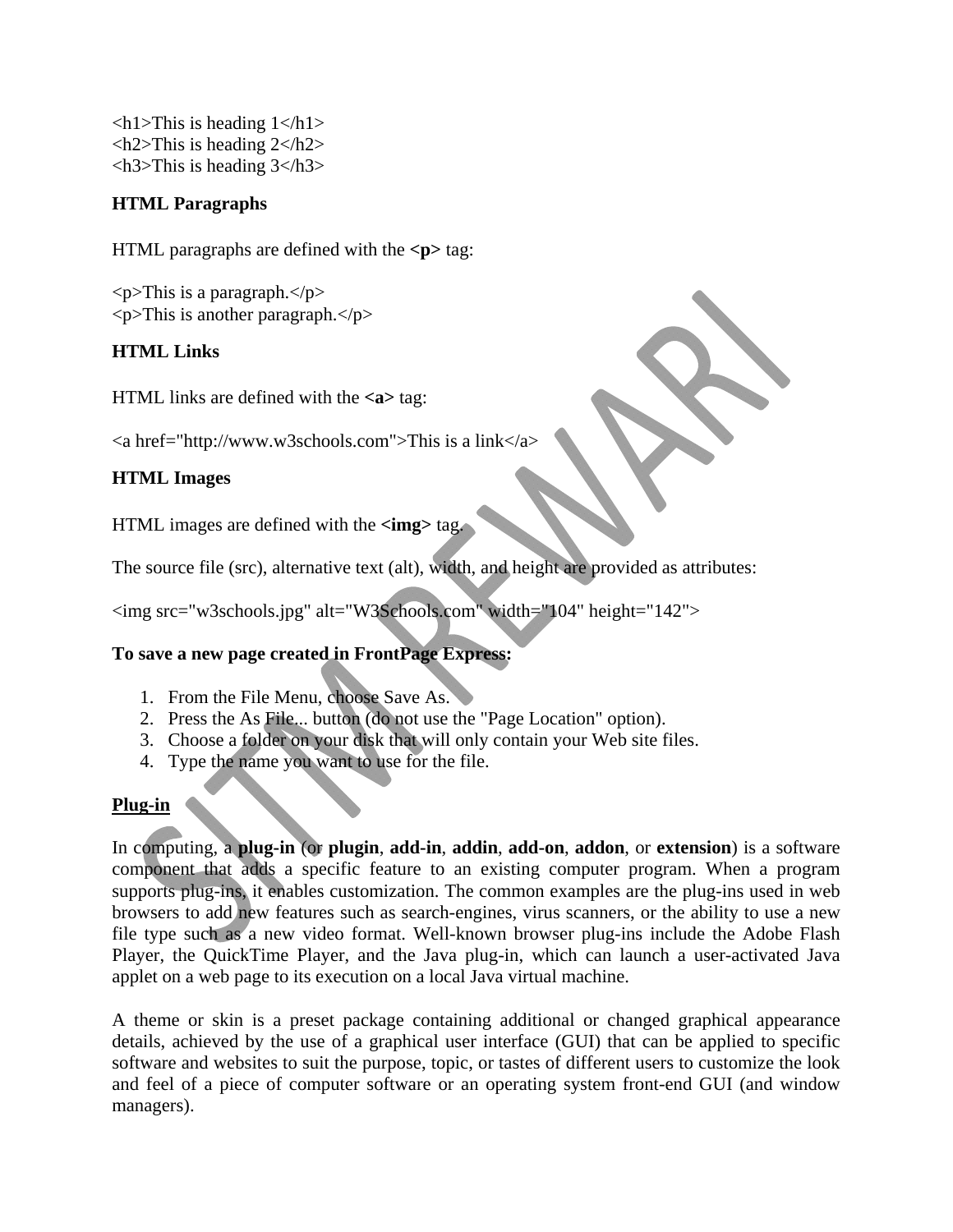```
<h1>This is heading 1</h1>
<h2>This is heading 2</h2>
<h3>This is heading 3</h3>
```

**HTML Paragraphs**

HTML paragraphs are defined with the **<p>** tag:

```
<p>This is a paragraph.</p>
<p>This is another paragraph.</p>
```

**HTML Links**

HTML links are defined with the **<a>** tag:

```
<a href="http://www.w3schools.com">This is a link</a>
```

**HTML Images**

HTML images are defined with the **<img>** tag.

The source file (src), alternative text (alt), width, and height are provided as attributes:

```
<img src="w3schools.jpg" alt="W3Schools.com" width="104" height="142">
```

**To save a new page created in FrontPage Express:**

1. From the File Menu, choose Save As.
2. Press the As File... button (do not use the "Page Location" option).
3. Choose a folder on your disk that will only contain your Web site files.
4. Type the name you want to use for the file.

**Plug-in**

In computing, a **plug-in** (or **plugin**, **add-in**, **addin**, **add-on**, **addon**, or **extension**) is a software component that adds a specific feature to an existing computer program. When a program supports plug-ins, it enables customization. The common examples are the plug-ins used in web browsers to add new features such as search-engines, virus scanners, or the ability to use a new file type such as a new video format. Well-known browser plug-ins include the Adobe Flash Player, the QuickTime Player, and the Java plug-in, which can launch a user-activated Java applet on a web page to its execution on a local Java virtual machine.

A theme or skin is a preset package containing additional or changed graphical appearance details, achieved by the use of a graphical user interface (GUI) that can be applied to specific software and websites to suit the purpose, topic, or tastes of different users to customize the look and feel of a piece of computer software or an operating system front-end GUI (and window managers).